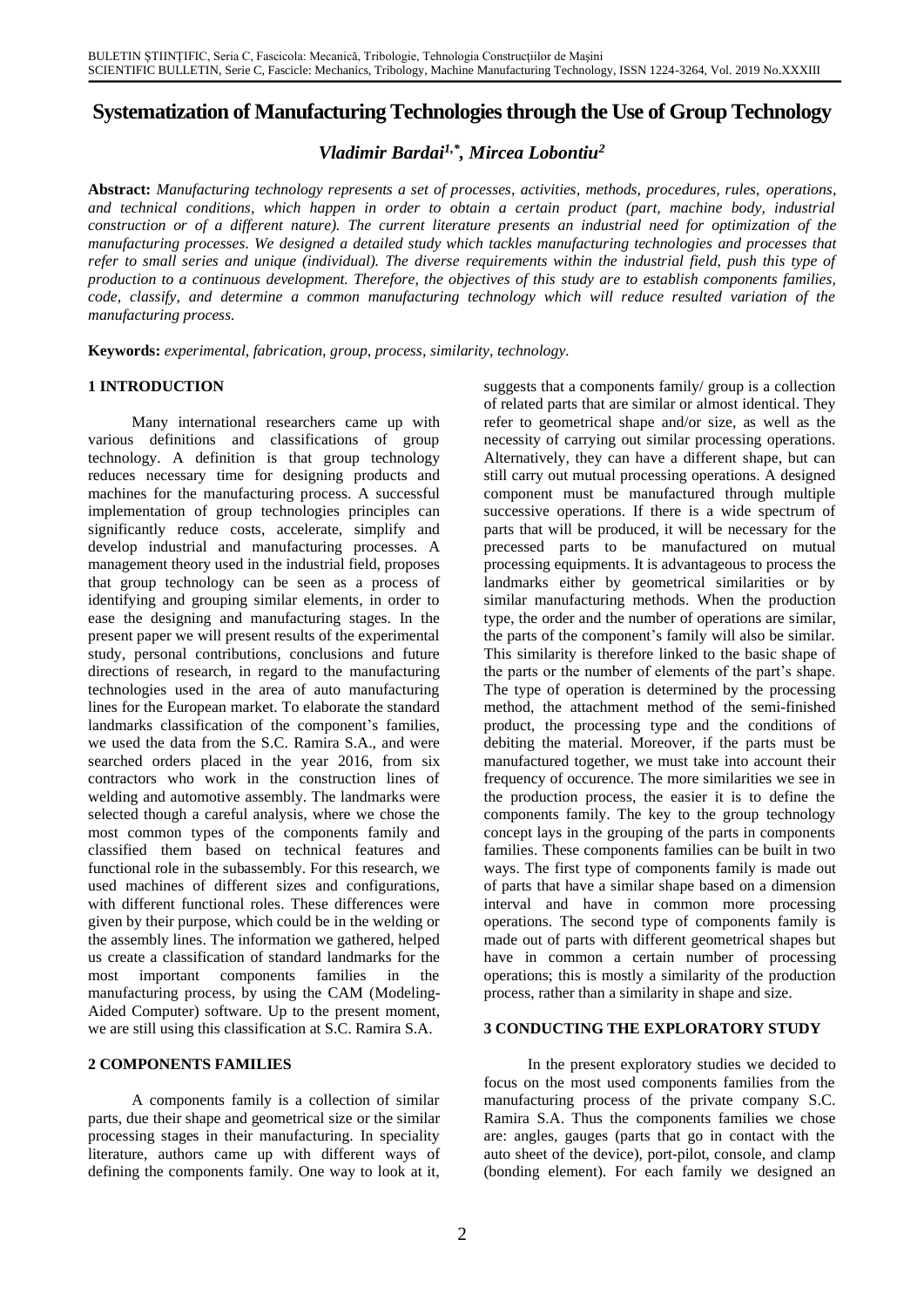# Systematization of Manufacturing Technologies through the Use of Group Technology

***Vladimir Bardai[1,*], Mircea Lobontiu[2]***

**Abstract:** *Manufacturing technology represents a set of processes, activities, methods, procedures, rules, operations, and technical conditions, which happen in order to obtain a certain product (part, machine body, industrial construction or of a different nature). The current literature presents an industrial need for optimization of the manufacturing processes. We designed a detailed study which tackles manufacturing technologies and processes that refer to small series and unique (individual). The diverse requirements within the industrial field, push this type of production to a continuous development. Therefore, the objectives of this study are to establish components families, code, classify, and determine a common manufacturing technology which will reduce resulted variation of the manufacturing process.*

**Keywords:** *experimental, fabrication, group, process, similarity, technology.*

## 1 INTRODUCTION

Many international researchers came up with various definitions and classifications of group technology. A definition is that group technology reduces necessary time for designing products and machines for the manufacturing process. A successful implementation of group technologies principles can significantly reduce costs, accelerate, simplify and develop industrial and manufacturing processes. A management theory used in the industrial field, proposes that group technology can be seen as a process of identifying and grouping similar elements, in order to ease the designing and manufacturing stages. In the present paper we will present results of the experimental study, personal contributions, conclusions and future directions of research, in regard to the manufacturing technologies used in the area of auto manufacturing lines for the European market. To elaborate the standard landmarks classification of the component's families, we used the data from the S.C. Ramira S.A., and were searched orders placed in the year 2016, from six contractors who work in the construction lines of welding and automotive assembly. The landmarks were selected though a careful analysis, where we chose the most common types of the components family and classified them based on technical features and functional role in the subassembly. For this research, we used machines of different sizes and configurations, with different functional roles. These differences were given by their purpose, which could be in the welding or the assembly lines. The information we gathered, helped us create a classification of standard landmarks for the most important components families in the manufacturing process, by using the CAM (Modeling-Aided Computer) software. Up to the present moment, we are still using this classification at S.C. Ramira S.A.

## 2 COMPONENTS FAMILIES

A components family is a collection of similar parts, due their shape and geometrical size or the similar processing stages in their manufacturing. In speciality literature, authors came up with different ways of defining the components family. One way to look at it, suggests that a components family/ group is a collection of related parts that are similar or almost identical. They refer to geometrical shape and/or size, as well as the necessity of carrying out similar processing operations. Alternatively, they can have a different shape, but can still carry out mutual processing operations. A designed component must be manufactured through multiple successive operations. If there is a wide spectrum of parts that will be produced, it will be necessary for the precessed parts to be manufactured on mutual processing equipments. It is advantageous to process the landmarks either by geometrical similarities or by similar manufacturing methods. When the production type, the order and the number of operations are similar, the parts of the component's family will also be similar. This similarity is therefore linked to the basic shape of the parts or the number of elements of the part's shape. The type of operation is determined by the processing method, the attachment method of the semi-finished product, the processing type and the conditions of debiting the material. Moreover, if the parts must be manufactured together, we must take into account their frequency of occurence. The more similarities we see in the production process, the easier it is to define the components family. The key to the group technology concept lays in the grouping of the parts in components families. These components families can be built in two ways. The first type of components family is made out of parts that have a similar shape based on a dimension interval and have in common more processing operations. The second type of components family is made out of parts with different geometrical shapes but have in common a certain number of processing operations; this is mostly a similarity of the production process, rather than a similarity in shape and size.

## 3 CONDUCTING THE EXPLORATORY STUDY

In the present exploratory studies we decided to focus on the most used components families from the manufacturing process of the private company S.C. Ramira S.A. Thus the components families we chose are: angles, gauges (parts that go in contact with the auto sheet of the device), port-pilot, console, and clamp (bonding element). For each family we designed an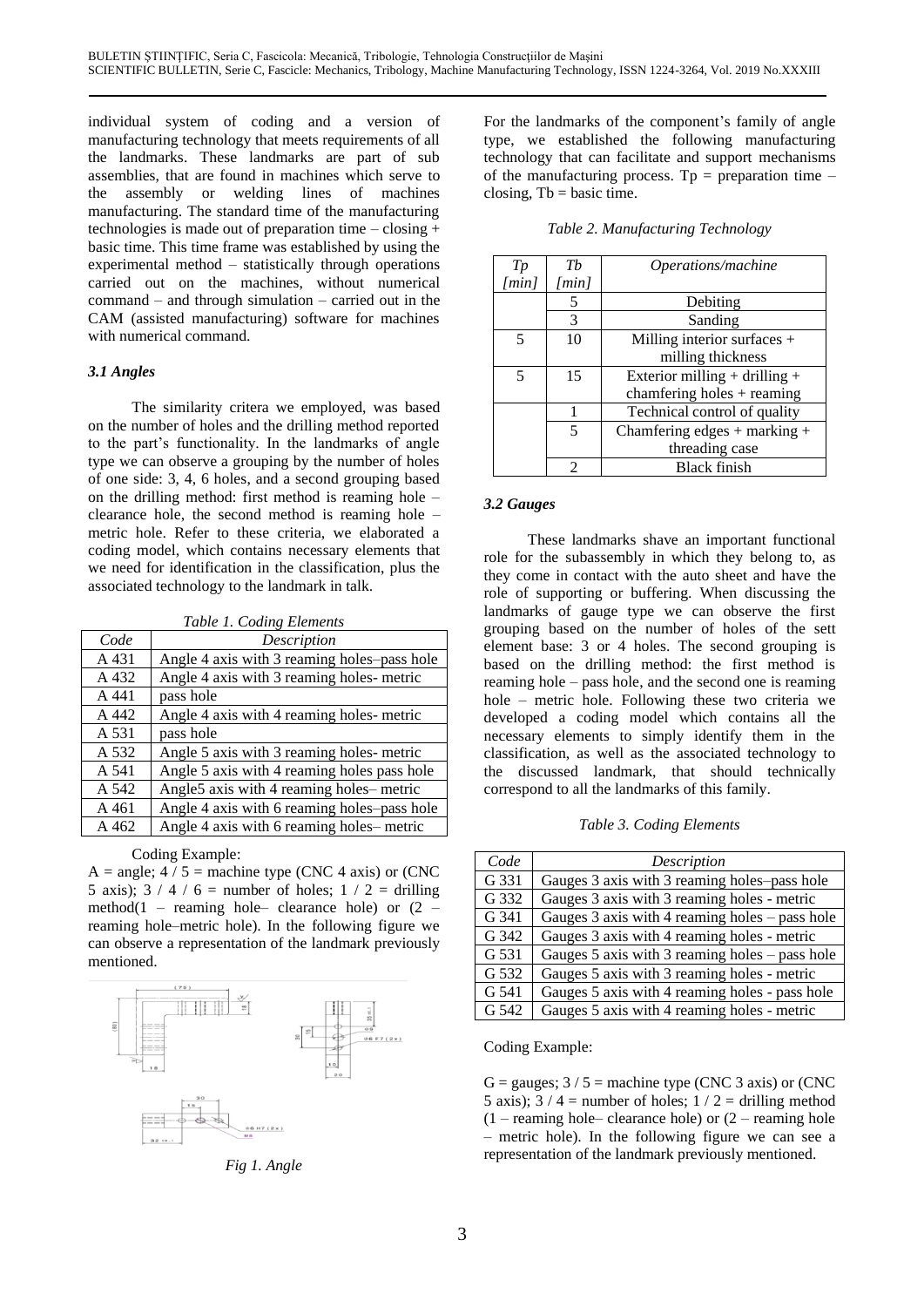individual system of coding and a version of manufacturing technology that meets requirements of all the landmarks. These landmarks are part of sub assemblies, that are found in machines which serve to the assembly or welding lines of machines manufacturing. The standard time of the manufacturing technologies is made out of preparation time – closing + basic time. This time frame was established by using the experimental method – statistically through operations carried out on the machines, without numerical command – and through simulation – carried out in the CAM (assisted manufacturing) software for machines with numerical command.

### *3.1 Angles*

The similarity critera we employed, was based on the number of holes and the drilling method reported to the part's functionality. In the landmarks of angle type we can observe a grouping by the number of holes of one side: 3, 4, 6 holes, and a second grouping based on the drilling method: first method is reaming hole – clearance hole, the second method is reaming hole – metric hole. Refer to these criteria, we elaborated a coding model, which contains necessary elements that we need for identification in the classification, plus the associated technology to the landmark in talk.

*Table 1. Coding Elements*

| *Code* | *Description* |
|---|---|
| A 431 | Angle 4 axis with 3 reaming holes–pass hole |
| A 432 | Angle 4 axis with 3 reaming holes- metric |
| A 441 | pass hole |
| A 442 | Angle 4 axis with 4 reaming holes- metric |
| A 531 | pass hole |
| A 532 | Angle 5 axis with 3 reaming holes- metric |
| A 541 | Angle 5 axis with 4 reaming holes pass hole |
| A 542 | Angle5 axis with 4 reaming holes– metric |
| A 461 | Angle 4 axis with 6 reaming holes–pass hole |
| A 462 | Angle 4 axis with 6 reaming holes– metric |

Coding Example:

A = angle; 4 / 5 = machine type (CNC 4 axis) or (CNC 5 axis); 3 / 4 / 6 = number of holes; 1 / 2 = drilling method(1 – reaming hole– clearance hole) or (2 – reaming hole–metric hole). In the following figure we can observe a representation of the landmark previously mentioned.

*Fig 1. Angle*

For the landmarks of the component's family of angle type, we established the following manufacturing technology that can facilitate and support mechanisms of the manufacturing process. Tp = preparation time – closing, Tb = basic time.

*Table 2. Manufacturing Technology*

| *Tp [min]* | *Tb [min]* | *Operations/machine* |
|---|---|---|
| | 5 | Debiting |
| | 3 | Sanding |
| 5 | 10 | Milling interior surfaces + milling thickness |
| 5 | 15 | Exterior milling + drilling + chamfering holes + reaming |
| | 1 | Technical control of quality |
| | 5 | Chamfering edges + marking + threading case |
| | 2 | Black finish |

### *3.2 Gauges*

These landmarks shave an important functional role for the subassembly in which they belong to, as they come in contact with the auto sheet and have the role of supporting or buffering. When discussing the landmarks of gauge type we can observe the first grouping based on the number of holes of the sett element base: 3 or 4 holes. The second grouping is based on the drilling method: the first method is reaming hole – pass hole, and the second one is reaming hole – metric hole. Following these two criteria we developed a coding model which contains all the necessary elements to simply identify them in the classification, as well as the associated technology to the discussed landmark, that should technically correspond to all the landmarks of this family.

*Table 3. Coding Elements*

| *Code* | *Description* |
|---|---|
| G 331 | Gauges 3 axis with 3 reaming holes–pass hole |
| G 332 | Gauges 3 axis with 3 reaming holes - metric |
| G 341 | Gauges 3 axis with 4 reaming holes – pass hole |
| G 342 | Gauges 3 axis with 4 reaming holes - metric |
| G 531 | Gauges 5 axis with 3 reaming holes – pass hole |
| G 532 | Gauges 5 axis with 3 reaming holes - metric |
| G 541 | Gauges 5 axis with 4 reaming holes - pass hole |
| G 542 | Gauges 5 axis with 4 reaming holes - metric |

Coding Example:

G = gauges; 3 / 5 = machine type (CNC 3 axis) or (CNC 5 axis); 3 / 4 = number of holes; 1 / 2 = drilling method (1 – reaming hole– clearance hole) or (2 – reaming hole – metric hole). In the following figure we can see a representation of the landmark previously mentioned.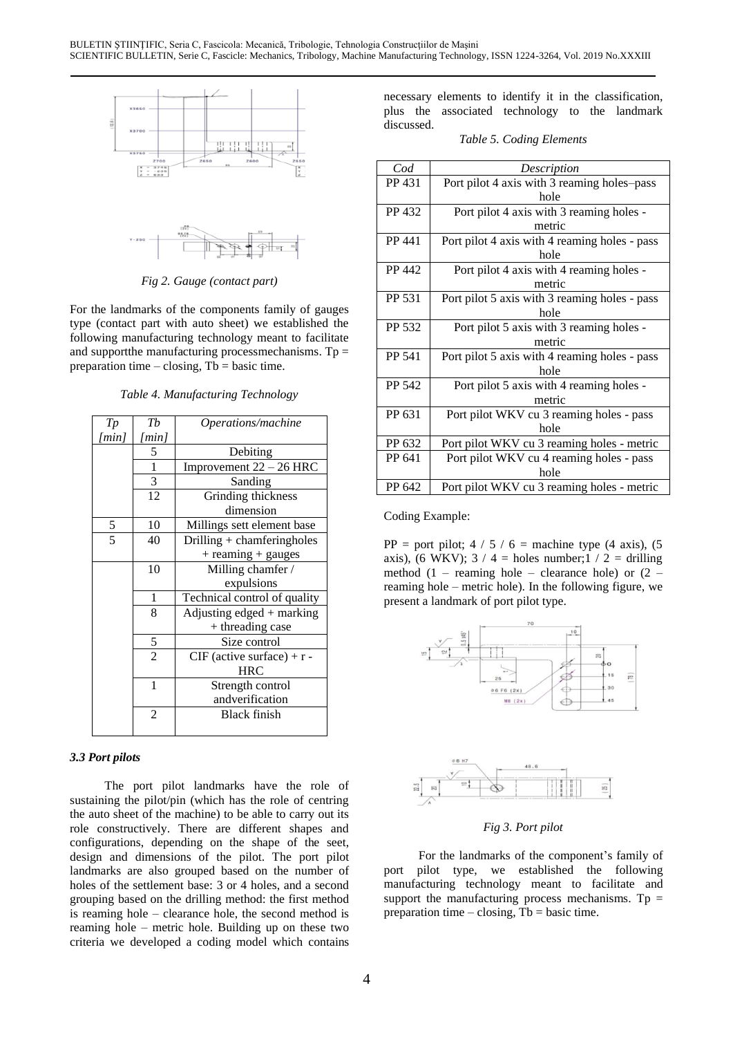*Fig 2. Gauge (contact part)*

For the landmarks of the components family of gauges type (contact part with auto sheet) we established the following manufacturing technology meant to facilitate and supportthe manufacturing processmechanisms. Tp = preparation time – closing, Tb = basic time.

*Table 4. Manufacturing Technology*

| *Tp [min]* | *Tb [min]* | *Operations/machine* |
|---|---|---|
| | 5 | Debiting |
| | 1 | Improvement 22 – 26 HRC |
| | 3 | Sanding |
| | 12 | Grinding thickness dimension |
| 5 | 10 | Millings sett element base |
| 5 | 40 | Drilling + chamferingholes + reaming + gauges |
| | 10 | Milling chamfer / expulsions |
| | 1 | Technical control of quality |
| | 8 | Adjusting edged + marking + threading case |
| | 5 | Size control |
| | 2 | CIF (active surface) + r - HRC |
| | 1 | Strength control andverification |
| | 2 | Black finish |

### *3.3 Port pilots*

The port pilot landmarks have the role of sustaining the pilot/pin (which has the role of centring the auto sheet of the machine) to be able to carry out its role constructively. There are different shapes and configurations, depending on the shape of the seet, design and dimensions of the pilot. The port pilot landmarks are also grouped based on the number of holes of the settlement base: 3 or 4 holes, and a second grouping based on the drilling method: the first method is reaming hole – clearance hole, the second method is reaming hole – metric hole. Building up on these two criteria we developed a coding model which contains necessary elements to identify it in the classification, plus the associated technology to the landmark discussed.

*Table 5. Coding Elements*

| *Cod* | *Description* |
|---|---|
| PP 431 | Port pilot 4 axis with 3 reaming holes–pass hole |
| PP 432 | Port pilot 4 axis with 3 reaming holes - metric |
| PP 441 | Port pilot 4 axis with 4 reaming holes - pass hole |
| PP 442 | Port pilot 4 axis with 4 reaming holes - metric |
| PP 531 | Port pilot 5 axis with 3 reaming holes - pass hole |
| PP 532 | Port pilot 5 axis with 3 reaming holes - metric |
| PP 541 | Port pilot 5 axis with 4 reaming holes - pass hole |
| PP 542 | Port pilot 5 axis with 4 reaming holes - metric |
| PP 631 | Port pilot WKV cu 3 reaming holes - pass hole |
| PP 632 | Port pilot WKV cu 3 reaming holes - metric |
| PP 641 | Port pilot WKV cu 4 reaming holes - pass hole |
| PP 642 | Port pilot WKV cu 3 reaming holes - metric |

Coding Example:

PP = port pilot; 4 / 5 / 6 = machine type (4 axis), (5 axis), (6 WKV); 3 / 4 = holes number;1 / 2 = drilling method (1 – reaming hole – clearance hole) or (2 – reaming hole – metric hole). In the following figure, we present a landmark of port pilot type.

*Fig 3. Port pilot*

For the landmarks of the component's family of port pilot type, we established the following manufacturing technology meant to facilitate and support the manufacturing process mechanisms. Tp = preparation time – closing, Tb = basic time.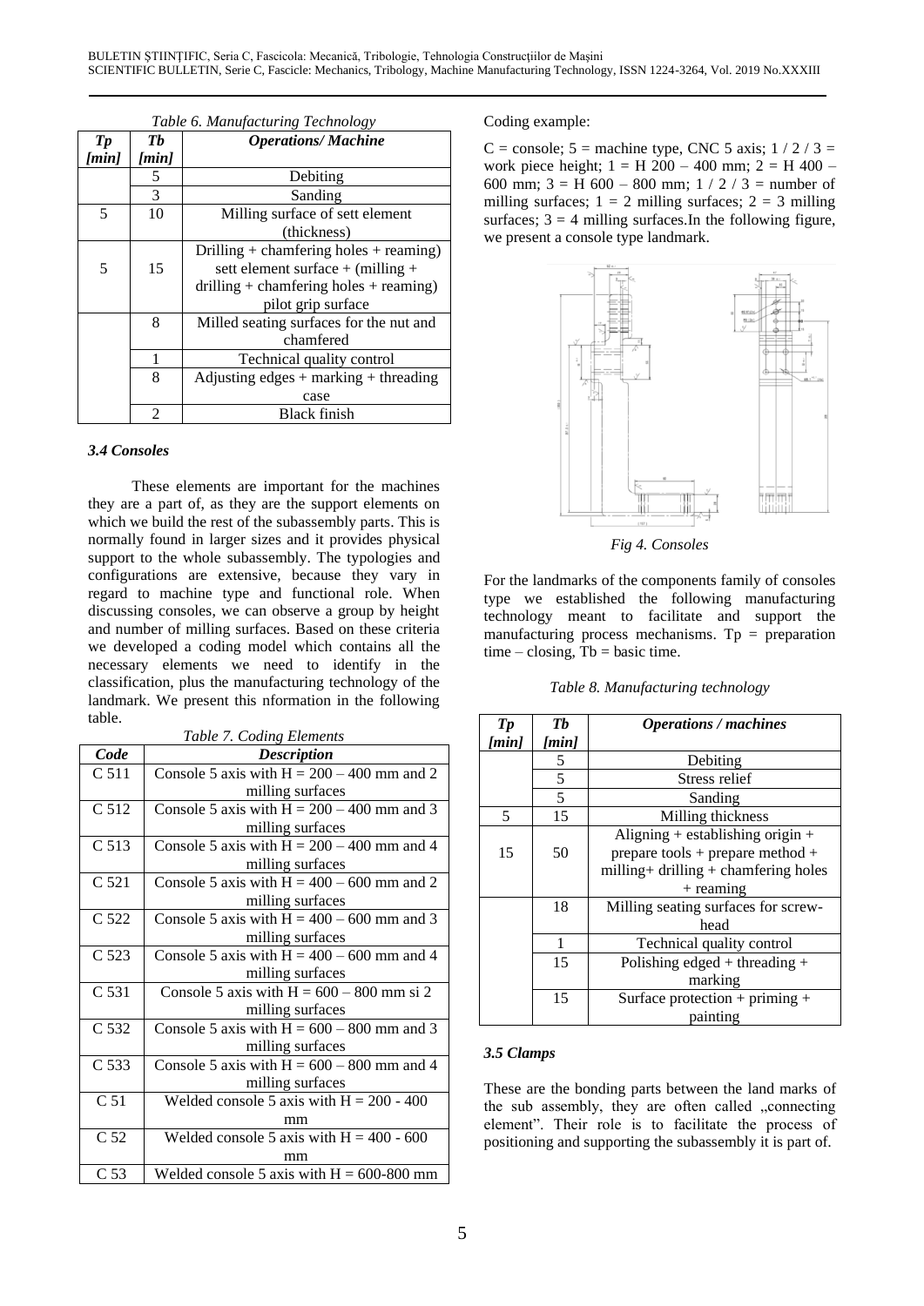*Table 6. Manufacturing Technology*

| Tp [min] | Tb [min] | Operations/ Machine |
|---|---|---|
| | 5 | Debiting |
| | 3 | Sanding |
| 5 | 10 | Milling surface of sett element (thickness) |
| 5 | 15 | Drilling + chamfering holes + reaming) sett element surface + (milling + drilling + chamfering holes + reaming) pilot grip surface |
| | 8 | Milled seating surfaces for the nut and chamfered |
| | 1 | Technical quality control |
| | 8 | Adjusting edges + marking + threading case |
| | 2 | Black finish |

### 3.4 Consoles

These elements are important for the machines they are a part of, as they are the support elements on which we build the rest of the subassembly parts. This is normally found in larger sizes and it provides physical support to the whole subassembly. The typologies and configurations are extensive, because they vary in regard to machine type and functional role. When discussing consoles, we can observe a group by height and number of milling surfaces. Based on these criteria we developed a coding model which contains all the necessary elements we need to identify in the classification, plus the manufacturing technology of the landmark. We present this nformation in the following table.

*Table 7. Coding Elements*

| Code | Description |
|---|---|
| C 511 | Console 5 axis with H = 200 – 400 mm and 2 milling surfaces |
| C 512 | Console 5 axis with H = 200 – 400 mm and 3 milling surfaces |
| C 513 | Console 5 axis with H = 200 – 400 mm and 4 milling surfaces |
| C 521 | Console 5 axis with H = 400 – 600 mm and 2 milling surfaces |
| C 522 | Console 5 axis with H = 400 – 600 mm and 3 milling surfaces |
| C 523 | Console 5 axis with H = 400 – 600 mm and 4 milling surfaces |
| C 531 | Console 5 axis with H = 600 – 800 mm si 2 milling surfaces |
| C 532 | Console 5 axis with H = 600 – 800 mm and 3 milling surfaces |
| C 533 | Console 5 axis with H = 600 – 800 mm and 4 milling surfaces |
| C 51 | Welded console 5 axis with H = 200 - 400 mm |
| C 52 | Welded console 5 axis with H = 400 - 600 mm |
| C 53 | Welded console 5 axis with H = 600-800 mm |

Coding example:

C = console; 5 = machine type, CNC 5 axis; 1 / 2 / 3 = work piece height; 1 = H 200 – 400 mm; 2 = H 400 – 600 mm; 3 = H 600 – 800 mm; 1 / 2 / 3 = number of milling surfaces; 1 = 2 milling surfaces; 2 = 3 milling surfaces; 3 = 4 milling surfaces.In the following figure, we present a console type landmark.

*Fig 4. Consoles*

For the landmarks of the components family of consoles type we established the following manufacturing technology meant to facilitate and support the manufacturing process mechanisms. Tp = preparation time – closing, Tb = basic time.

*Table 8. Manufacturing technology*

| Tp [min] | Tb [min] | Operations / machines |
|---|---|---|
| | 5 | Debiting |
| | 5 | Stress relief |
| | 5 | Sanding |
| 5 | 15 | Milling thickness |
| 15 | 50 | Aligning + establishing origin + prepare tools + prepare method + milling+ drilling + chamfering holes + reaming |
| | 18 | Milling seating surfaces for screw-head |
| | 1 | Technical quality control |
| | 15 | Polishing edged + threading + marking |
| | 15 | Surface protection + priming + painting |

### 3.5 Clamps

These are the bonding parts between the land marks of the sub assembly, they are often called „connecting element". Their role is to facilitate the process of positioning and supporting the subassembly it is part of.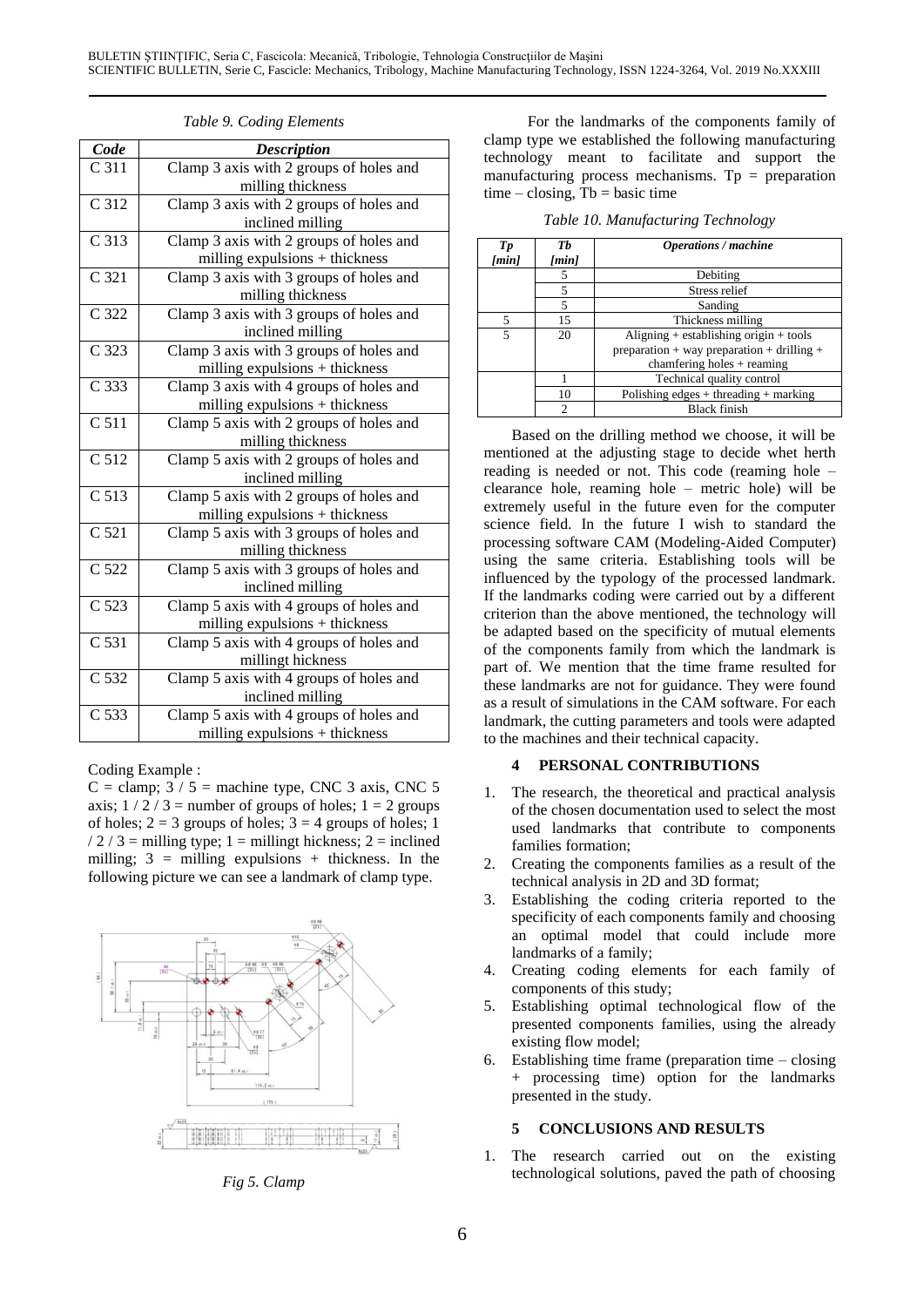*Table 9. Coding Elements*

| Code | Description |
|---|---|
| C 311 | Clamp 3 axis with 2 groups of holes and milling thickness |
| C 312 | Clamp 3 axis with 2 groups of holes and inclined milling |
| C 313 | Clamp 3 axis with 2 groups of holes and milling expulsions + thickness |
| C 321 | Clamp 3 axis with 3 groups of holes and milling thickness |
| C 322 | Clamp 3 axis with 3 groups of holes and inclined milling |
| C 323 | Clamp 3 axis with 3 groups of holes and milling expulsions + thickness |
| C 333 | Clamp 3 axis with 4 groups of holes and milling expulsions + thickness |
| C 511 | Clamp 5 axis with 2 groups of holes and milling thickness |
| C 512 | Clamp 5 axis with 2 groups of holes and inclined milling |
| C 513 | Clamp 5 axis with 2 groups of holes and milling expulsions + thickness |
| C 521 | Clamp 5 axis with 3 groups of holes and milling thickness |
| C 522 | Clamp 5 axis with 3 groups of holes and inclined milling |
| C 523 | Clamp 5 axis with 4 groups of holes and milling expulsions + thickness |
| C 531 | Clamp 5 axis with 4 groups of holes and millingt hickness |
| C 532 | Clamp 5 axis with 4 groups of holes and inclined milling |
| C 533 | Clamp 5 axis with 4 groups of holes and milling expulsions + thickness |

Coding Example :

C = clamp; 3 / 5 = machine type, CNC 3 axis, CNC 5 axis; 1 / 2 / 3 = number of groups of holes; 1 = 2 groups of holes; 2 = 3 groups of holes; 3 = 4 groups of holes; 1 / 2 / 3 = milling type; 1 = millingt hickness; 2 = inclined milling; 3 = milling expulsions + thickness. In the following picture we can see a landmark of clamp type.

*Fig 5. Clamp*

For the landmarks of the components family of clamp type we established the following manufacturing technology meant to facilitate and support the manufacturing process mechanisms. Tp = preparation time – closing, Tb = basic time

*Table 10. Manufacturing Technology*

| Tp [min] | Tb [min] | Operations / machine |
|---|---|---|
| | 5 | Debiting |
| | 5 | Stress relief |
| | 5 | Sanding |
| 5 | 15 | Thickness milling |
| 5 | 20 | Aligning + establishing origin + tools preparation + way preparation + drilling + chamfering holes + reaming |
| | 1 | Technical quality control |
| | 10 | Polishing edges + threading + marking |
| | 2 | Black finish |

Based on the drilling method we choose, it will be mentioned at the adjusting stage to decide whet herth reading is needed or not. This code (reaming hole – clearance hole, reaming hole – metric hole) will be extremely useful in the future even for the computer science field. In the future I wish to standard the processing software CAM (Modeling-Aided Computer) using the same criteria. Establishing tools will be influenced by the typology of the processed landmark. If the landmarks coding were carried out by a different criterion than the above mentioned, the technology will be adapted based on the specificity of mutual elements of the components family from which the landmark is part of. We mention that the time frame resulted for these landmarks are not for guidance. They were found as a result of simulations in the CAM software. For each landmark, the cutting parameters and tools were adapted to the machines and their technical capacity.

## 4 PERSONAL CONTRIBUTIONS

1. The research, the theoretical and practical analysis of the chosen documentation used to select the most used landmarks that contribute to components families formation;
2. Creating the components families as a result of the technical analysis in 2D and 3D format;
3. Establishing the coding criteria reported to the specificity of each components family and choosing an optimal model that could include more landmarks of a family;
4. Creating coding elements for each family of components of this study;
5. Establishing optimal technological flow of the presented components families, using the already existing flow model;
6. Establishing time frame (preparation time – closing + processing time) option for the landmarks presented in the study.

## 5 CONCLUSIONS AND RESULTS

1. The research carried out on the existing technological solutions, paved the path of choosing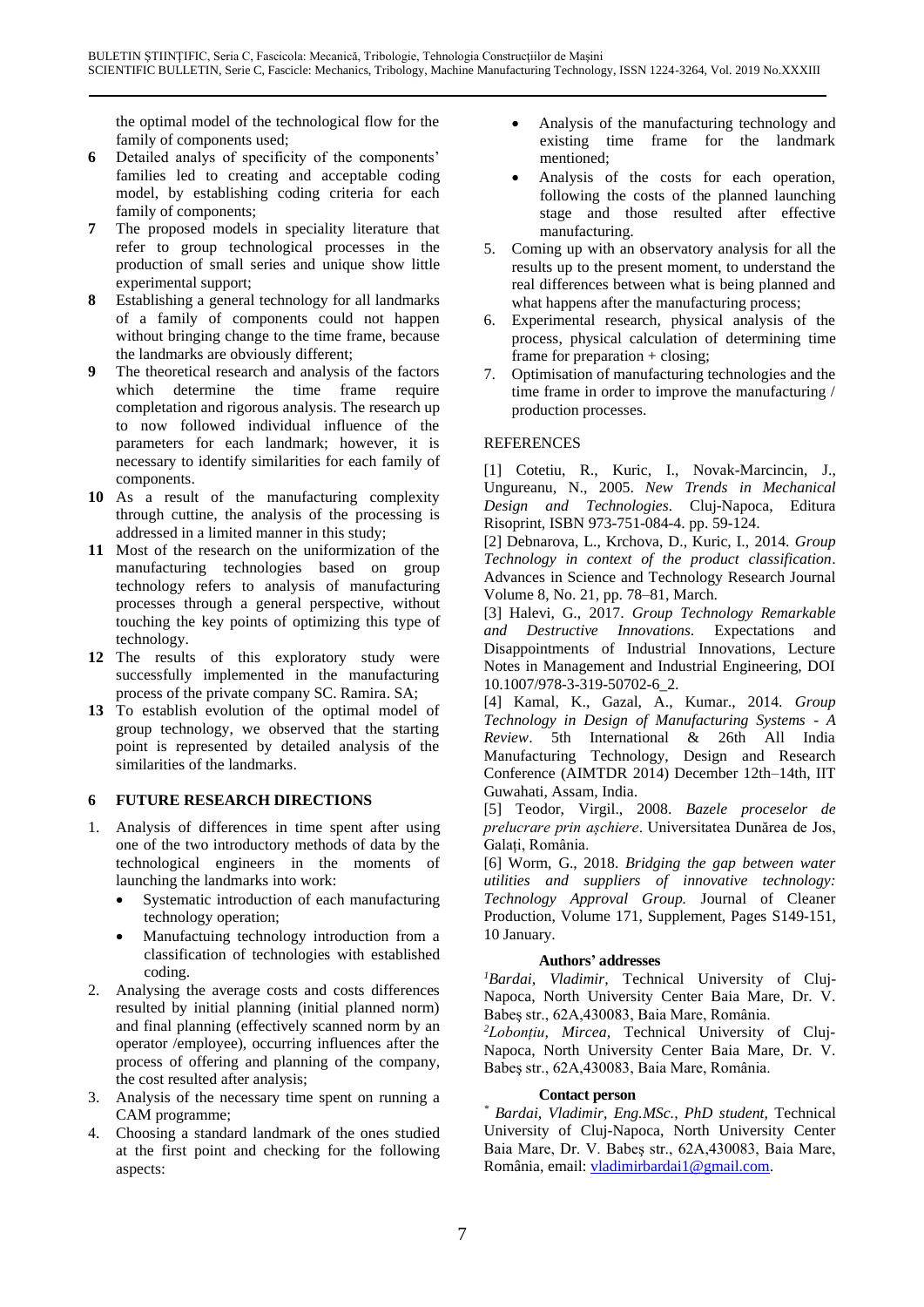the optimal model of the technological flow for the family of components used;

6 Detailed analys of specificity of the components' families led to creating and acceptable coding model, by establishing coding criteria for each family of components;

7 The proposed models in speciality literature that refer to group technological processes in the production of small series and unique show little experimental support;

8 Establishing a general technology for all landmarks of a family of components could not happen without bringing change to the time frame, because the landmarks are obviously different;

9 The theoretical research and analysis of the factors which determine the time frame require completation and rigorous analysis. The research up to now followed individual influence of the parameters for each landmark; however, it is necessary to identify similarities for each family of components.

10 As a result of the manufacturing complexity through cuttine, the analysis of the processing is addressed in a limited manner in this study;

11 Most of the research on the uniformization of the manufacturing technologies based on group technology refers to analysis of manufacturing processes through a general perspective, without touching the key points of optimizing this type of technology.

12 The results of this exploratory study were successfully implemented in the manufacturing process of the private company SC. Ramira. SA;

13 To establish evolution of the optimal model of group technology, we observed that the starting point is represented by detailed analysis of the similarities of the landmarks.

## 6 FUTURE RESEARCH DIRECTIONS

1. Analysis of differences in time spent after using one of the two introductory methods of data by the technological engineers in the moments of launching the landmarks into work:
   - Systematic introduction of each manufacturing technology operation;
   - Manufactuing technology introduction from a classification of technologies with established coding.
2. Analysing the average costs and costs differences resulted by initial planning (initial planned norm) and final planning (effectively scanned norm by an operator /employee), occurring influences after the process of offering and planning of the company, the cost resulted after analysis;
3. Analysis of the necessary time spent on running a CAM programme;
4. Choosing a standard landmark of the ones studied at the first point and checking for the following aspects:
   - Analysis of the manufacturing technology and existing time frame for the landmark mentioned;
   - Analysis of the costs for each operation, following the costs of the planned launching stage and those resulted after effective manufacturing.
5. Coming up with an observatory analysis for all the results up to the present moment, to understand the real differences between what is being planned and what happens after the manufacturing process;
6. Experimental research, physical analysis of the process, physical calculation of determining time frame for preparation + closing;
7. Optimisation of manufacturing technologies and the time frame in order to improve the manufacturing / production processes.

## REFERENCES

[1] Cotetiu, R., Kuric, I., Novak-Marcincin, J., Ungureanu, N., 2005. *New Trends in Mechanical Design and Technologies.* Cluj-Napoca, Editura Risoprint, ISBN 973-751-084-4. pp. 59-124.

[2] Debnarova, L., Krchova, D., Kuric, I., 2014. *Group Technology in context of the product classification*. Advances in Science and Technology Research Journal Volume 8, No. 21, pp. 78–81, March.

[3] Halevi, G., 2017. *Group Technology Remarkable and Destructive Innovations.* Expectations and Disappointments of Industrial Innovations, Lecture Notes in Management and Industrial Engineering, DOI 10.1007/978-3-319-50702-6_2.

[4] Kamal, K., Gazal, A., Kumar., 2014. *Group Technology in Design of Manufacturing Systems - A Review*. 5th International & 26th All India Manufacturing Technology, Design and Research Conference (AIMTDR 2014) December 12th–14th, IIT Guwahati, Assam, India.

[5] Teodor, Virgil., 2008. *Bazele proceselor de prelucrare prin așchiere*. Universitatea Dunărea de Jos, Galați, România.

[6] Worm, G., 2018. *Bridging the gap between water utilities and suppliers of innovative technology: Technology Approval Group.* Journal of Cleaner Production, Volume 171, Supplement, Pages S149-151, 10 January.

**Authors' addresses**

[1] *Bardai, Vladimir,* Technical University of Cluj-Napoca, North University Center Baia Mare, Dr. V. Babeş str., 62A,430083, Baia Mare, România.

[2] *Lobonțiu, Mircea,* Technical University of Cluj-Napoca, North University Center Baia Mare, Dr. V. Babeş str., 62A,430083, Baia Mare, România.

**Contact person**

[*] *Bardai, Vladimir, Eng.MSc., PhD student,* Technical University of Cluj-Napoca, North University Center Baia Mare, Dr. V. Babeş str., 62A,430083, Baia Mare, România, email: vladimirbardai1@gmail.com.